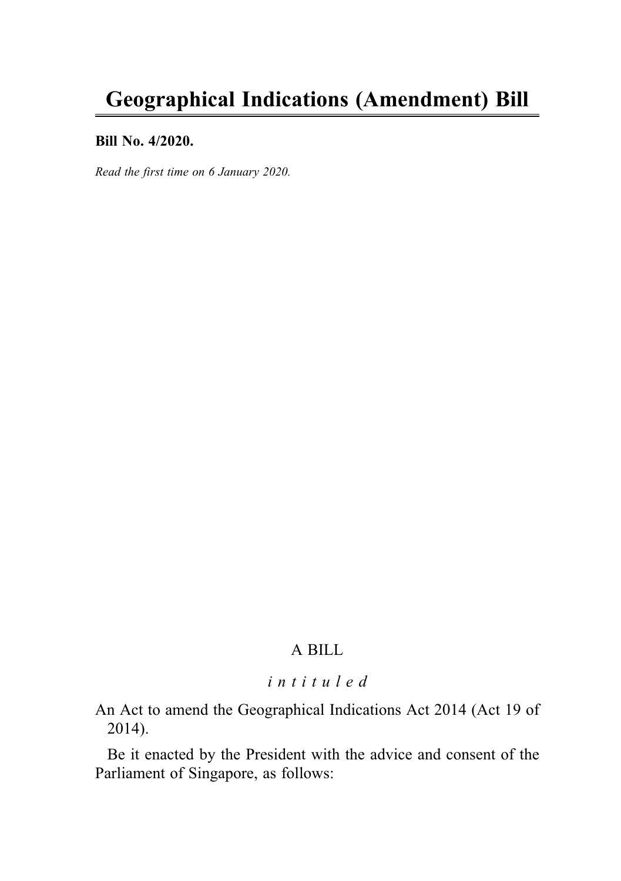# Geographical Indications (Amendment) Bill

**Bill No. 4/2020.**

*Read the first time on 6 January 2020.*

A BILL

*i n t i t u l e d*

An Act to amend the Geographical Indications Act 2014 (Act 19 of 2014).

Be it enacted by the President with the advice and consent of the Parliament of Singapore, as follows: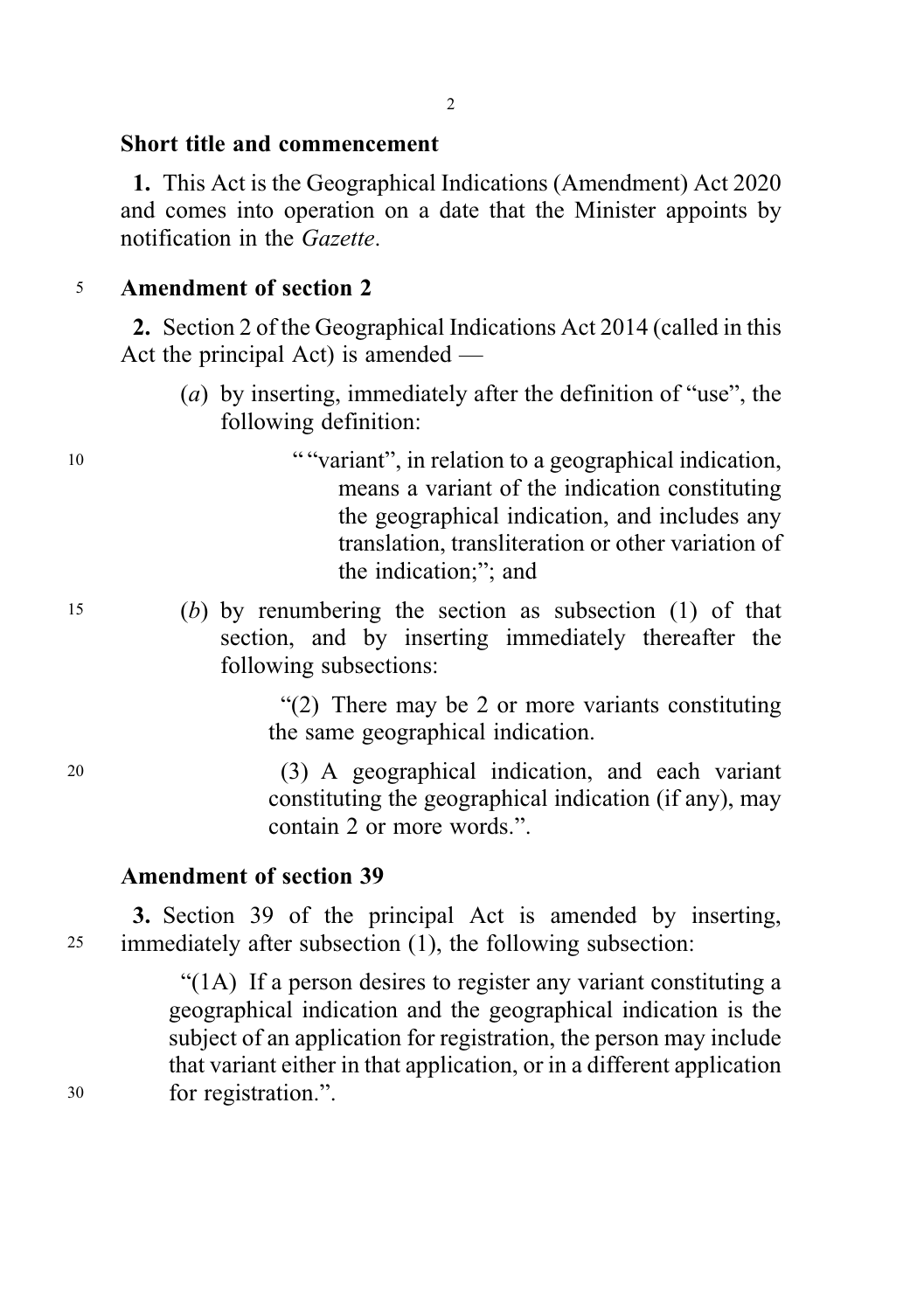**Short title and commencement**

**1.** This Act is the Geographical Indications (Amendment) Act 2020 and comes into operation on a date that the Minister appoints by notification in the *Gazette*.

**Amendment of section 2**

**2.** Section 2 of the Geographical Indications Act 2014 (called in this Act the principal Act) is amended —

(*a*) by inserting, immediately after the definition of "use", the following definition:

> " "variant", in relation to a geographical indication, means a variant of the indication constituting the geographical indication, and includes any translation, transliteration or other variation of the indication;"; and

(*b*) by renumbering the section as subsection (1) of that section, and by inserting immediately thereafter the following subsections:

> "(2) There may be 2 or more variants constituting the same geographical indication.
>
> (3) A geographical indication, and each variant constituting the geographical indication (if any), may contain 2 or more words.".

**Amendment of section 39**

**3.** Section 39 of the principal Act is amended by inserting, immediately after subsection (1), the following subsection:

> "(1A) If a person desires to register any variant constituting a geographical indication and the geographical indication is the subject of an application for registration, the person may include that variant either in that application, or in a different application for registration.".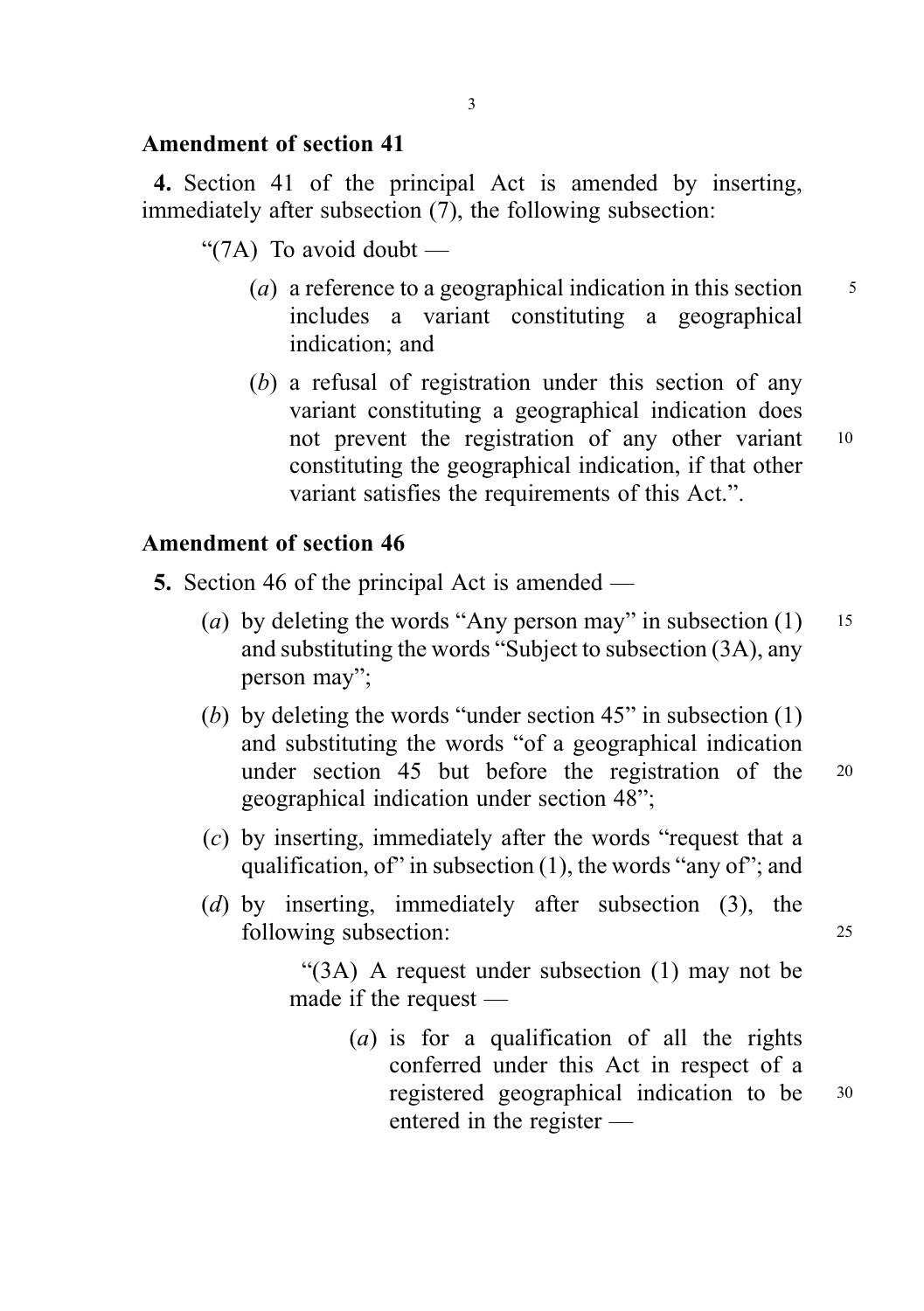## Amendment of section 41

**4.** Section 41 of the principal Act is amended by inserting, immediately after subsection (7), the following subsection:

"(7A) To avoid doubt —

(*a*) a reference to a geographical indication in this section includes a variant constituting a geographical indication; and

(*b*) a refusal of registration under this section of any variant constituting a geographical indication does not prevent the registration of any other variant constituting the geographical indication, if that other variant satisfies the requirements of this Act.".

## Amendment of section 46

**5.** Section 46 of the principal Act is amended —

(*a*) by deleting the words "Any person may" in subsection (1) and substituting the words "Subject to subsection (3A), any person may";

(*b*) by deleting the words "under section 45" in subsection (1) and substituting the words "of a geographical indication under section 45 but before the registration of the geographical indication under section 48";

(*c*) by inserting, immediately after the words "request that a qualification, of" in subsection (1), the words "any of"; and

(*d*) by inserting, immediately after subsection (3), the following subsection:

"(3A) A request under subsection (1) may not be made if the request —

(*a*) is for a qualification of all the rights conferred under this Act in respect of a registered geographical indication to be entered in the register —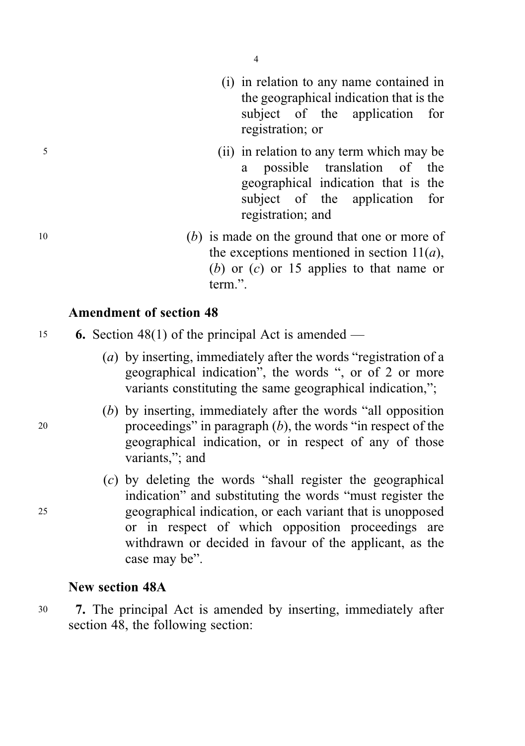(i) in relation to any name contained in the geographical indication that is the subject of the application for registration; or

(ii) in relation to any term which may be a possible translation of the geographical indication that is the subject of the application for registration; and

(*b*) is made on the ground that one or more of the exceptions mentioned in section 11(*a*), (*b*) or (*c*) or 15 applies to that name or term.".

**Amendment of section 48**

**6.** Section 48(1) of the principal Act is amended —

(*a*) by inserting, immediately after the words "registration of a geographical indication", the words ", or of 2 or more variants constituting the same geographical indication,";

(*b*) by inserting, immediately after the words "all opposition proceedings" in paragraph (*b*), the words "in respect of the geographical indication, or in respect of any of those variants,"; and

(*c*) by deleting the words "shall register the geographical indication" and substituting the words "must register the geographical indication, or each variant that is unopposed or in respect of which opposition proceedings are withdrawn or decided in favour of the applicant, as the case may be".

**New section 48A**

**7.** The principal Act is amended by inserting, immediately after section 48, the following section: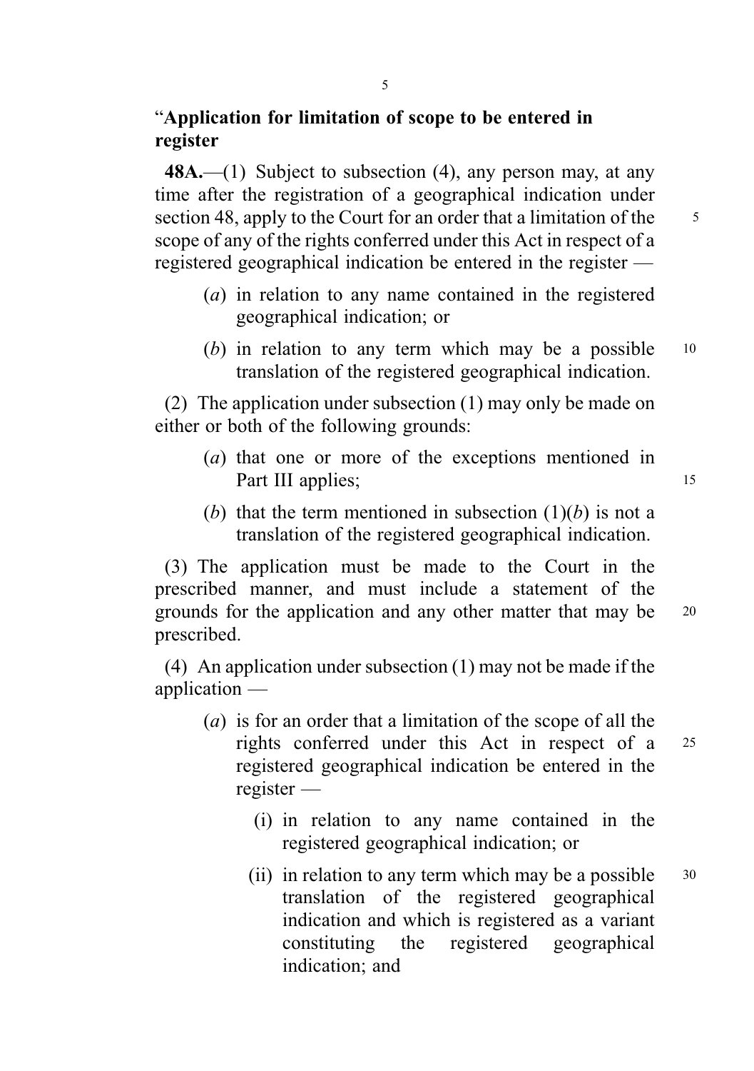"**Application for limitation of scope to be entered in register**

**48A.**—(1) Subject to subsection (4), any person may, at any time after the registration of a geographical indication under section 48, apply to the Court for an order that a limitation of the scope of any of the rights conferred under this Act in respect of a registered geographical indication be entered in the register —

(*a*) in relation to any name contained in the registered geographical indication; or

(*b*) in relation to any term which may be a possible translation of the registered geographical indication.

(2) The application under subsection (1) may only be made on either or both of the following grounds:

(*a*) that one or more of the exceptions mentioned in Part III applies;

(*b*) that the term mentioned in subsection (1)(*b*) is not a translation of the registered geographical indication.

(3) The application must be made to the Court in the prescribed manner, and must include a statement of the grounds for the application and any other matter that may be prescribed.

(4) An application under subsection (1) may not be made if the application —

(*a*) is for an order that a limitation of the scope of all the rights conferred under this Act in respect of a registered geographical indication be entered in the register —

(i) in relation to any name contained in the registered geographical indication; or

(ii) in relation to any term which may be a possible translation of the registered geographical indication and which is registered as a variant constituting the registered geographical indication; and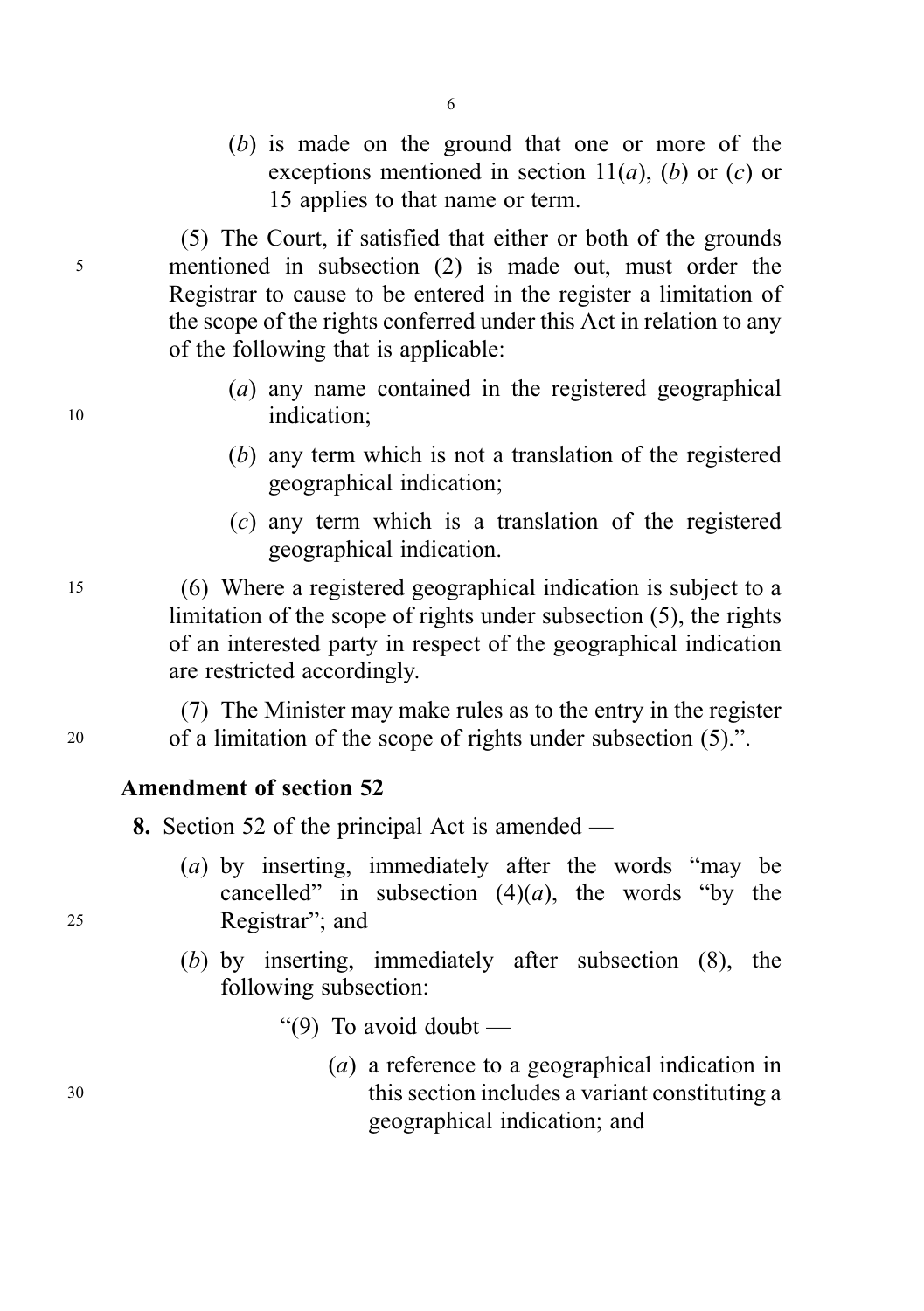(*b*) is made on the ground that one or more of the exceptions mentioned in section 11(*a*), (*b*) or (*c*) or 15 applies to that name or term.

(5) The Court, if satisfied that either or both of the grounds mentioned in subsection (2) is made out, must order the Registrar to cause to be entered in the register a limitation of the scope of the rights conferred under this Act in relation to any of the following that is applicable:

(*a*) any name contained in the registered geographical indication;

(*b*) any term which is not a translation of the registered geographical indication;

(*c*) any term which is a translation of the registered geographical indication.

(6) Where a registered geographical indication is subject to a limitation of the scope of rights under subsection (5), the rights of an interested party in respect of the geographical indication are restricted accordingly.

(7) The Minister may make rules as to the entry in the register of a limitation of the scope of rights under subsection (5).".

### Amendment of section 52

**8.** Section 52 of the principal Act is amended —

(*a*) by inserting, immediately after the words "may be cancelled" in subsection (4)(*a*), the words "by the Registrar"; and

(*b*) by inserting, immediately after subsection (8), the following subsection:

"(9) To avoid doubt —

(*a*) a reference to a geographical indication in this section includes a variant constituting a geographical indication; and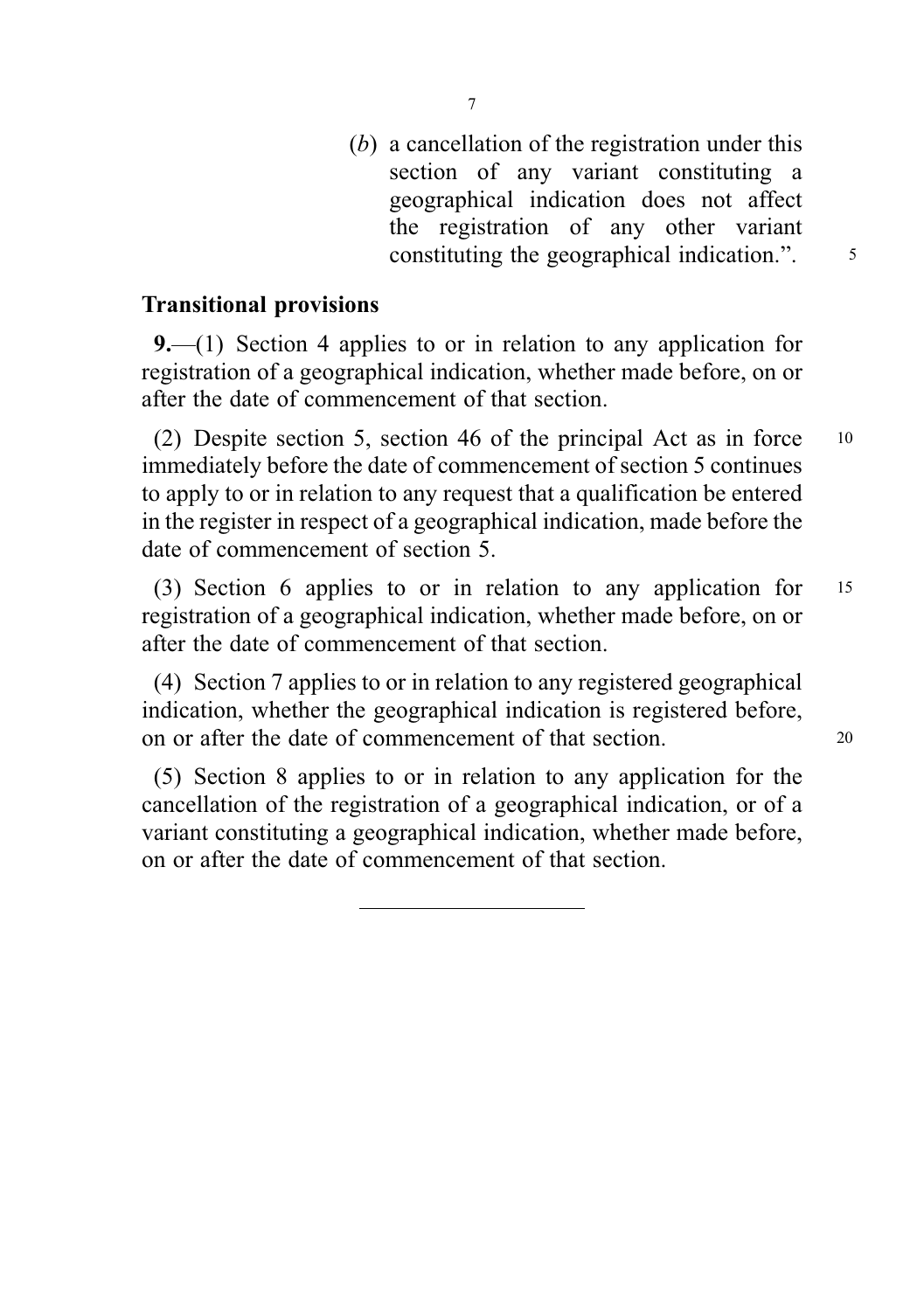(*b*) a cancellation of the registration under this section of any variant constituting a geographical indication does not affect the registration of any other variant constituting the geographical indication.”.

**Transitional provisions**

**9.**—(1) Section 4 applies to or in relation to any application for registration of a geographical indication, whether made before, on or after the date of commencement of that section.

(2) Despite section 5, section 46 of the principal Act as in force immediately before the date of commencement of section 5 continues to apply to or in relation to any request that a qualification be entered in the register in respect of a geographical indication, made before the date of commencement of section 5.

(3) Section 6 applies to or in relation to any application for registration of a geographical indication, whether made before, on or after the date of commencement of that section.

(4) Section 7 applies to or in relation to any registered geographical indication, whether the geographical indication is registered before, on or after the date of commencement of that section.

(5) Section 8 applies to or in relation to any application for the cancellation of the registration of a geographical indication, or of a variant constituting a geographical indication, whether made before, on or after the date of commencement of that section.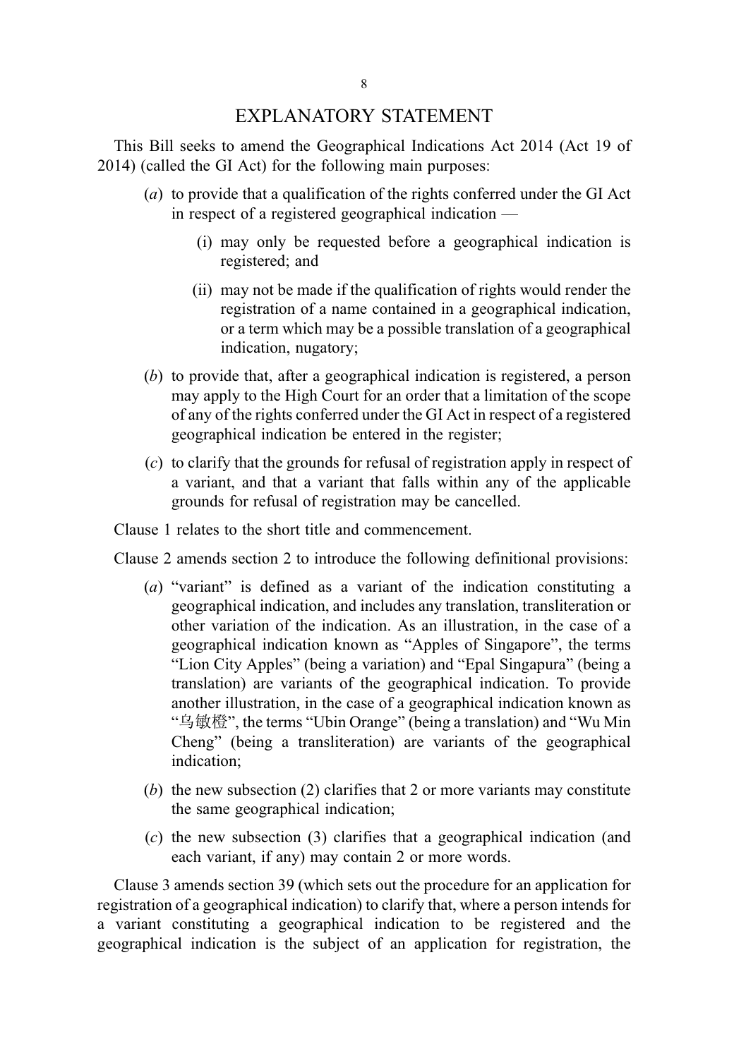# EXPLANATORY STATEMENT

This Bill seeks to amend the Geographical Indications Act 2014 (Act 19 of 2014) (called the GI Act) for the following main purposes:

(*a*) to provide that a qualification of the rights conferred under the GI Act in respect of a registered geographical indication —

(i) may only be requested before a geographical indication is registered; and

(ii) may not be made if the qualification of rights would render the registration of a name contained in a geographical indication, or a term which may be a possible translation of a geographical indication, nugatory;

(*b*) to provide that, after a geographical indication is registered, a person may apply to the High Court for an order that a limitation of the scope of any of the rights conferred under the GI Act in respect of a registered geographical indication be entered in the register;

(*c*) to clarify that the grounds for refusal of registration apply in respect of a variant, and that a variant that falls within any of the applicable grounds for refusal of registration may be cancelled.

Clause 1 relates to the short title and commencement.

Clause 2 amends section 2 to introduce the following definitional provisions:

(*a*) "variant" is defined as a variant of the indication constituting a geographical indication, and includes any translation, transliteration or other variation of the indication. As an illustration, in the case of a geographical indication known as "Apples of Singapore", the terms "Lion City Apples" (being a variation) and "Epal Singapura" (being a translation) are variants of the geographical indication. To provide another illustration, in the case of a geographical indication known as "乌敏橙", the terms "Ubin Orange" (being a translation) and "Wu Min Cheng" (being a transliteration) are variants of the geographical indication;

(*b*) the new subsection (2) clarifies that 2 or more variants may constitute the same geographical indication;

(*c*) the new subsection (3) clarifies that a geographical indication (and each variant, if any) may contain 2 or more words.

Clause 3 amends section 39 (which sets out the procedure for an application for registration of a geographical indication) to clarify that, where a person intends for a variant constituting a geographical indication to be registered and the geographical indication is the subject of an application for registration, the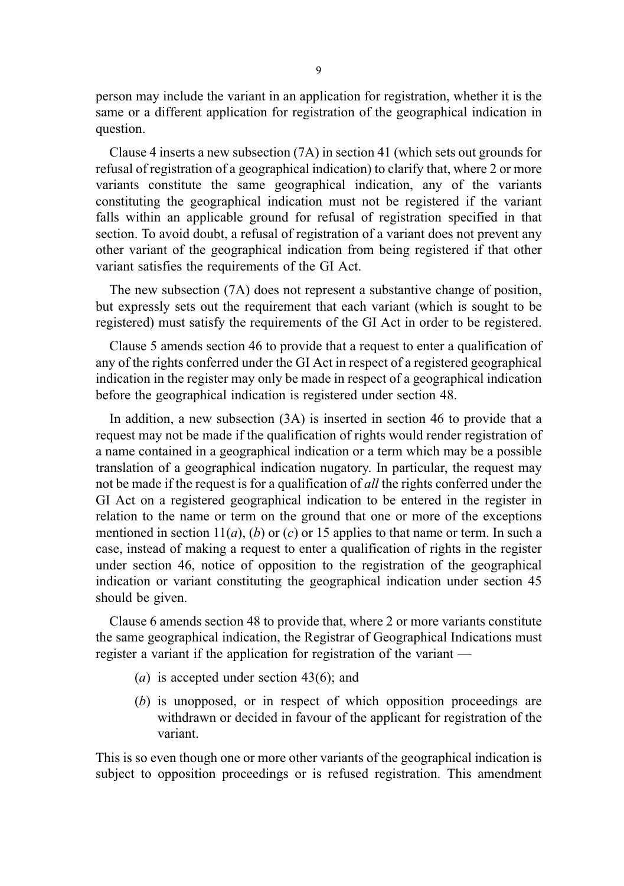person may include the variant in an application for registration, whether it is the same or a different application for registration of the geographical indication in question.

Clause 4 inserts a new subsection (7A) in section 41 (which sets out grounds for refusal of registration of a geographical indication) to clarify that, where 2 or more variants constitute the same geographical indication, any of the variants constituting the geographical indication must not be registered if the variant falls within an applicable ground for refusal of registration specified in that section. To avoid doubt, a refusal of registration of a variant does not prevent any other variant of the geographical indication from being registered if that other variant satisfies the requirements of the GI Act.

The new subsection (7A) does not represent a substantive change of position, but expressly sets out the requirement that each variant (which is sought to be registered) must satisfy the requirements of the GI Act in order to be registered.

Clause 5 amends section 46 to provide that a request to enter a qualification of any of the rights conferred under the GI Act in respect of a registered geographical indication in the register may only be made in respect of a geographical indication before the geographical indication is registered under section 48.

In addition, a new subsection (3A) is inserted in section 46 to provide that a request may not be made if the qualification of rights would render registration of a name contained in a geographical indication or a term which may be a possible translation of a geographical indication nugatory. In particular, the request may not be made if the request is for a qualification of *all* the rights conferred under the GI Act on a registered geographical indication to be entered in the register in relation to the name or term on the ground that one or more of the exceptions mentioned in section 11(*a*), (*b*) or (*c*) or 15 applies to that name or term. In such a case, instead of making a request to enter a qualification of rights in the register under section 46, notice of opposition to the registration of the geographical indication or variant constituting the geographical indication under section 45 should be given.

Clause 6 amends section 48 to provide that, where 2 or more variants constitute the same geographical indication, the Registrar of Geographical Indications must register a variant if the application for registration of the variant —

- (*a*) is accepted under section 43(6); and
- (*b*) is unopposed, or in respect of which opposition proceedings are withdrawn or decided in favour of the applicant for registration of the variant.

This is so even though one or more other variants of the geographical indication is subject to opposition proceedings or is refused registration. This amendment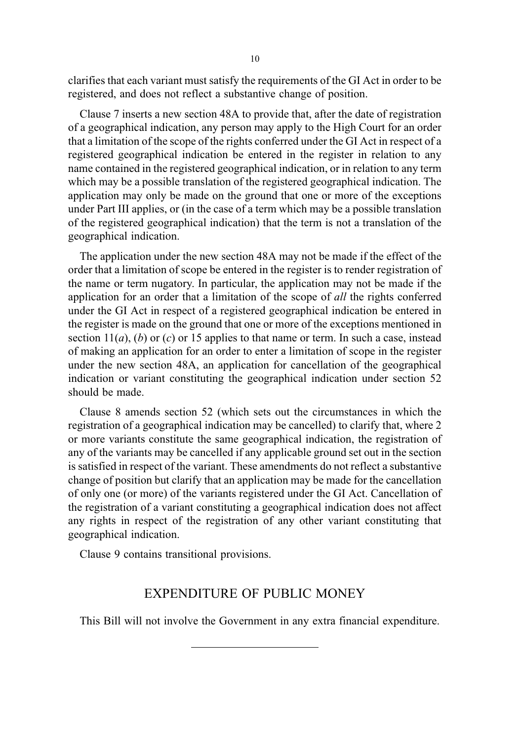clarifies that each variant must satisfy the requirements of the GI Act in order to be registered, and does not reflect a substantive change of position.

Clause 7 inserts a new section 48A to provide that, after the date of registration of a geographical indication, any person may apply to the High Court for an order that a limitation of the scope of the rights conferred under the GI Act in respect of a registered geographical indication be entered in the register in relation to any name contained in the registered geographical indication, or in relation to any term which may be a possible translation of the registered geographical indication. The application may only be made on the ground that one or more of the exceptions under Part III applies, or (in the case of a term which may be a possible translation of the registered geographical indication) that the term is not a translation of the geographical indication.

The application under the new section 48A may not be made if the effect of the order that a limitation of scope be entered in the register is to render registration of the name or term nugatory. In particular, the application may not be made if the application for an order that a limitation of the scope of *all* the rights conferred under the GI Act in respect of a registered geographical indication be entered in the register is made on the ground that one or more of the exceptions mentioned in section 11(*a*), (*b*) or (*c*) or 15 applies to that name or term. In such a case, instead of making an application for an order to enter a limitation of scope in the register under the new section 48A, an application for cancellation of the geographical indication or variant constituting the geographical indication under section 52 should be made.

Clause 8 amends section 52 (which sets out the circumstances in which the registration of a geographical indication may be cancelled) to clarify that, where 2 or more variants constitute the same geographical indication, the registration of any of the variants may be cancelled if any applicable ground set out in the section is satisfied in respect of the variant. These amendments do not reflect a substantive change of position but clarify that an application may be made for the cancellation of only one (or more) of the variants registered under the GI Act. Cancellation of the registration of a variant constituting a geographical indication does not affect any rights in respect of the registration of any other variant constituting that geographical indication.

Clause 9 contains transitional provisions.

## EXPENDITURE OF PUBLIC MONEY

This Bill will not involve the Government in any extra financial expenditure.